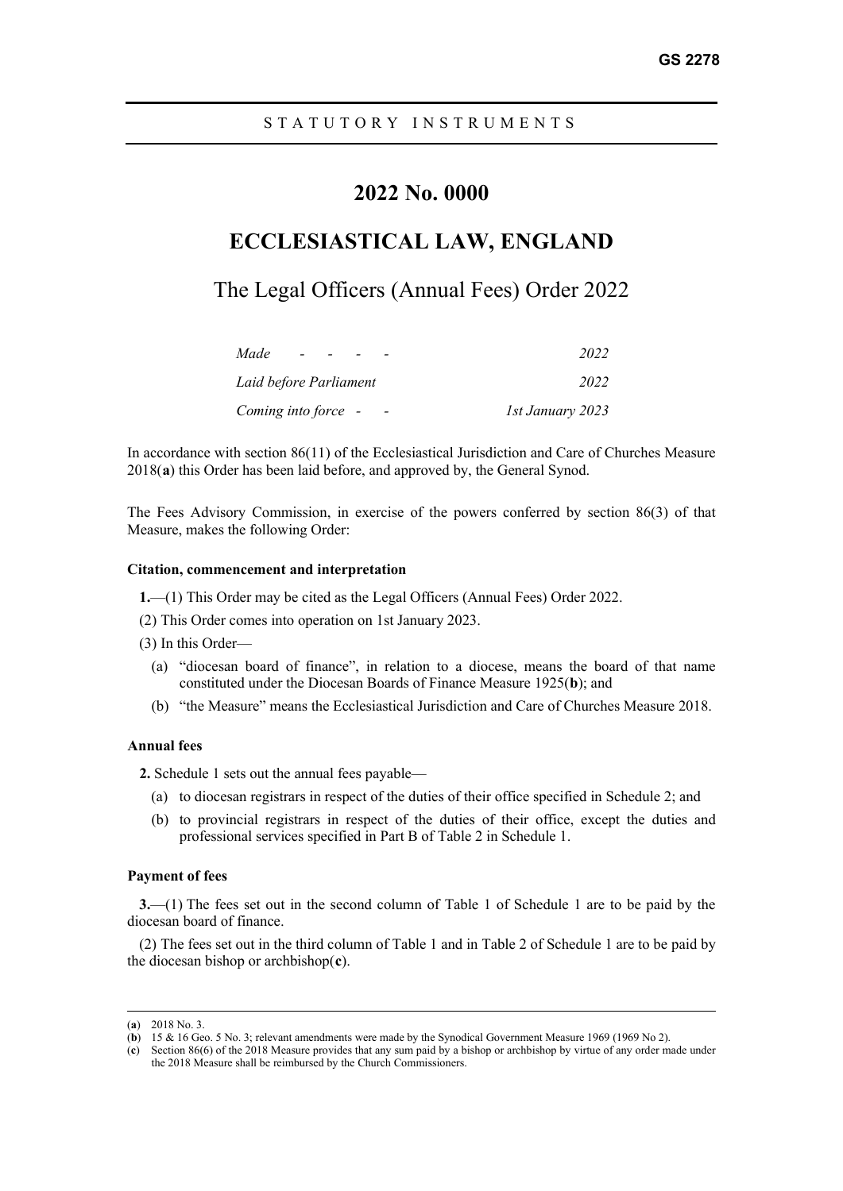GS 2278

STATUTORY INSTRUMENTS

# 2022 No. 0000

# ECCLESIASTICAL LAW, ENGLAND

## The Legal Officers (Annual Fees) Order 2022

| | |
|---|---|
| *Made - - - -* | *2022* |
| *Laid before Parliament* | *2022* |
| *Coming into force - -* | *1st January 2023* |

In accordance with section 86(11) of the Ecclesiastical Jurisdiction and Care of Churches Measure 2018(**a**) this Order has been laid before, and approved by, the General Synod.

The Fees Advisory Commission, in exercise of the powers conferred by section 86(3) of that Measure, makes the following Order:

### Citation, commencement and interpretation

**1.**—(1) This Order may be cited as the Legal Officers (Annual Fees) Order 2022.

(2) This Order comes into operation on 1st January 2023.

(3) In this Order—

(a) "diocesan board of finance", in relation to a diocese, means the board of that name constituted under the Diocesan Boards of Finance Measure 1925(**b**); and

(b) "the Measure" means the Ecclesiastical Jurisdiction and Care of Churches Measure 2018.

### Annual fees

**2.** Schedule 1 sets out the annual fees payable—

(a) to diocesan registrars in respect of the duties of their office specified in Schedule 2; and

(b) to provincial registrars in respect of the duties of their office, except the duties and professional services specified in Part B of Table 2 in Schedule 1.

### Payment of fees

**3.**—(1) The fees set out in the second column of Table 1 of Schedule 1 are to be paid by the diocesan board of finance.

(2) The fees set out in the third column of Table 1 and in Table 2 of Schedule 1 are to be paid by the diocesan bishop or archbishop(**c**).

---

(**a**) 2018 No. 3.

(**b**) 15 & 16 Geo. 5 No. 3; relevant amendments were made by the Synodical Government Measure 1969 (1969 No 2).

(**c**) Section 86(6) of the 2018 Measure provides that any sum paid by a bishop or archbishop by virtue of any order made under the 2018 Measure shall be reimbursed by the Church Commissioners.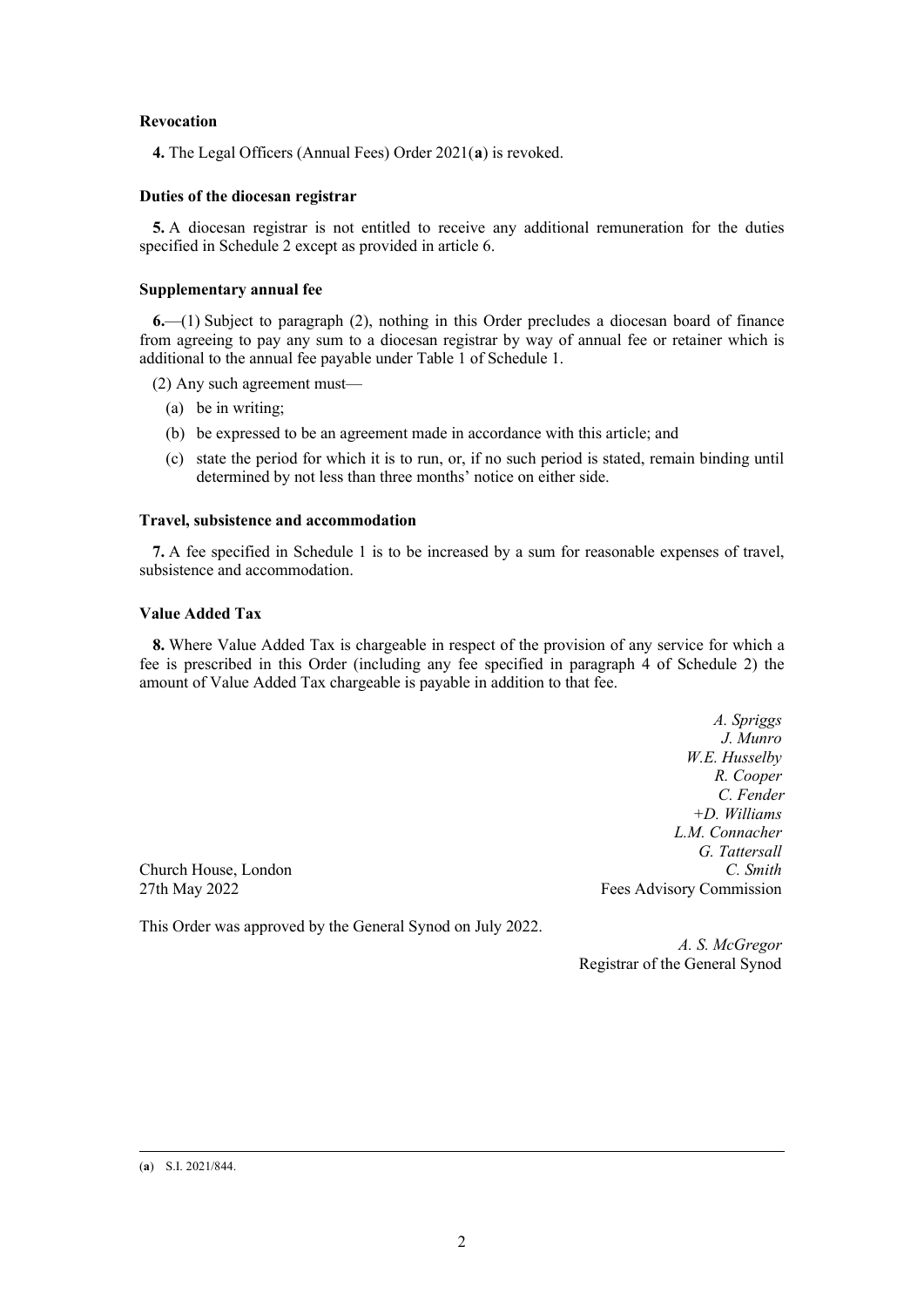### Revocation

**4.** The Legal Officers (Annual Fees) Order 2021([a]) is revoked.

### Duties of the diocesan registrar

**5.** A diocesan registrar is not entitled to receive any additional remuneration for the duties specified in Schedule 2 except as provided in article 6.

### Supplementary annual fee

**6.**—(1) Subject to paragraph (2), nothing in this Order precludes a diocesan board of finance from agreeing to pay any sum to a diocesan registrar by way of annual fee or retainer which is additional to the annual fee payable under Table 1 of Schedule 1.

(2) Any such agreement must—

- (a) be in writing;
- (b) be expressed to be an agreement made in accordance with this article; and
- (c) state the period for which it is to run, or, if no such period is stated, remain binding until determined by not less than three months' notice on either side.

### Travel, subsistence and accommodation

**7.** A fee specified in Schedule 1 is to be increased by a sum for reasonable expenses of travel, subsistence and accommodation.

### Value Added Tax

**8.** Where Value Added Tax is chargeable in respect of the provision of any service for which a fee is prescribed in this Order (including any fee specified in paragraph 4 of Schedule 2) the amount of Value Added Tax chargeable is payable in addition to that fee.

*A. Spriggs*
*J. Munro*
*W.E. Husselby*
*R. Cooper*
*C. Fender*
*+D. Williams*
*L.M. Connacher*
*G. Tattersall*
*C. Smith*
Fees Advisory Commission

Church House, London
27th May 2022

This Order was approved by the General Synod on July 2022.

*A. S. McGregor*
Registrar of the General Synod

---

([a]) S.I. 2021/844.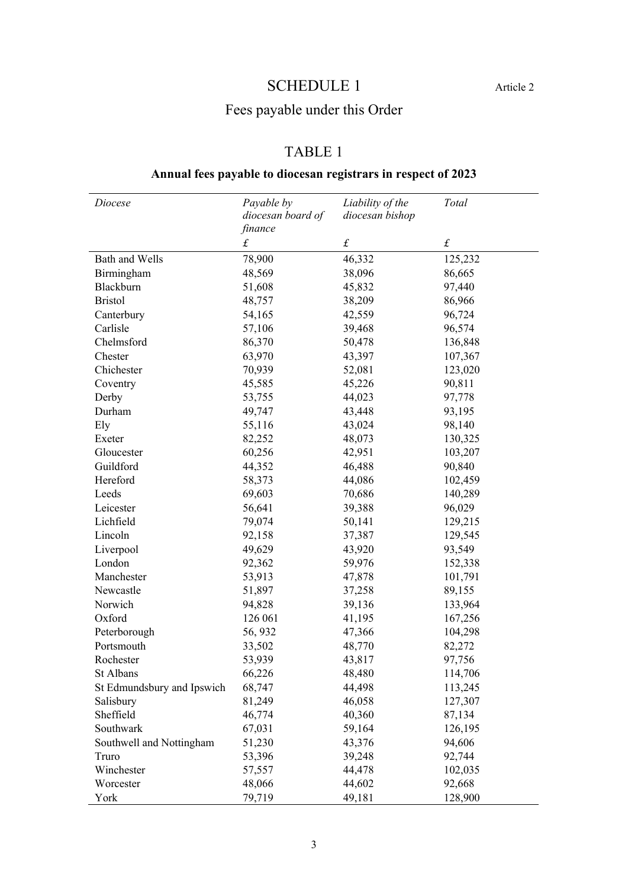# SCHEDULE 1

Article 2

## Fees payable under this Order

### TABLE 1

**Annual fees payable to diocesan registrars in respect of 2023**

| *Diocese* | *Payable by diocesan board of finance* | *Liability of the diocesan bishop* | *Total* |
|---|---|---|---|
| | *£* | *£* | *£* |
| Bath and Wells | 78,900 | 46,332 | 125,232 |
| Birmingham | 48,569 | 38,096 | 86,665 |
| Blackburn | 51,608 | 45,832 | 97,440 |
| Bristol | 48,757 | 38,209 | 86,966 |
| Canterbury | 54,165 | 42,559 | 96,724 |
| Carlisle | 57,106 | 39,468 | 96,574 |
| Chelmsford | 86,370 | 50,478 | 136,848 |
| Chester | 63,970 | 43,397 | 107,367 |
| Chichester | 70,939 | 52,081 | 123,020 |
| Coventry | 45,585 | 45,226 | 90,811 |
| Derby | 53,755 | 44,023 | 97,778 |
| Durham | 49,747 | 43,448 | 93,195 |
| Ely | 55,116 | 43,024 | 98,140 |
| Exeter | 82,252 | 48,073 | 130,325 |
| Gloucester | 60,256 | 42,951 | 103,207 |
| Guildford | 44,352 | 46,488 | 90,840 |
| Hereford | 58,373 | 44,086 | 102,459 |
| Leeds | 69,603 | 70,686 | 140,289 |
| Leicester | 56,641 | 39,388 | 96,029 |
| Lichfield | 79,074 | 50,141 | 129,215 |
| Lincoln | 92,158 | 37,387 | 129,545 |
| Liverpool | 49,629 | 43,920 | 93,549 |
| London | 92,362 | 59,976 | 152,338 |
| Manchester | 53,913 | 47,878 | 101,791 |
| Newcastle | 51,897 | 37,258 | 89,155 |
| Norwich | 94,828 | 39,136 | 133,964 |
| Oxford | 126 061 | 41,195 | 167,256 |
| Peterborough | 56, 932 | 47,366 | 104,298 |
| Portsmouth | 33,502 | 48,770 | 82,272 |
| Rochester | 53,939 | 43,817 | 97,756 |
| St Albans | 66,226 | 48,480 | 114,706 |
| St Edmundsbury and Ipswich | 68,747 | 44,498 | 113,245 |
| Salisbury | 81,249 | 46,058 | 127,307 |
| Sheffield | 46,774 | 40,360 | 87,134 |
| Southwark | 67,031 | 59,164 | 126,195 |
| Southwell and Nottingham | 51,230 | 43,376 | 94,606 |
| Truro | 53,396 | 39,248 | 92,744 |
| Winchester | 57,557 | 44,478 | 102,035 |
| Worcester | 48,066 | 44,602 | 92,668 |
| York | 79,719 | 49,181 | 128,900 |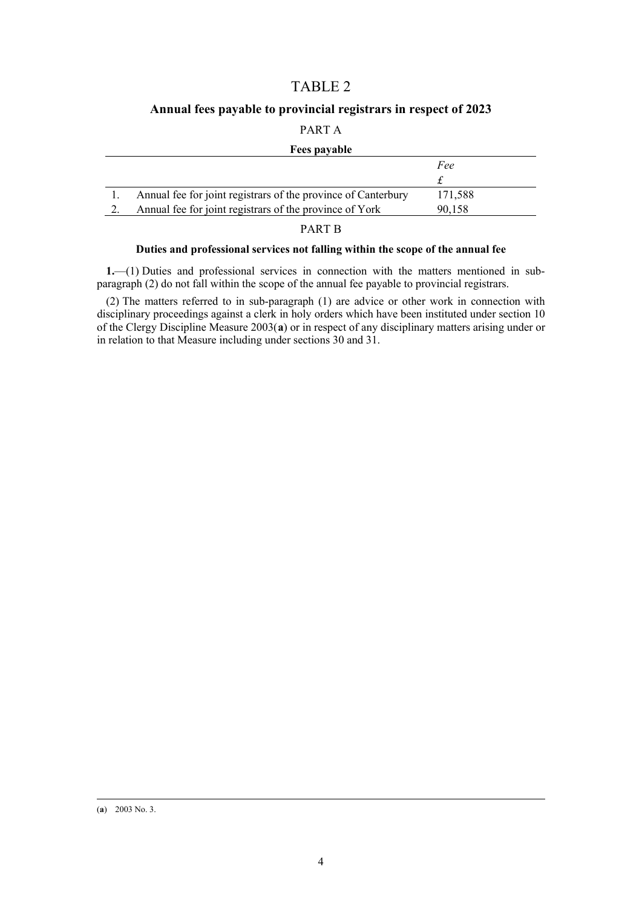# TABLE 2

## Annual fees payable to provincial registrars in respect of 2023

### PART A

**Fees payable**

| | | *Fee* |
|---|---|---|
| | | £ |
| 1. | Annual fee for joint registrars of the province of Canterbury | 171,588 |
| 2. | Annual fee for joint registrars of the province of York | 90,158 |

### PART B

**Duties and professional services not falling within the scope of the annual fee**

**1.**—(1) Duties and professional services in connection with the matters mentioned in sub-paragraph (2) do not fall within the scope of the annual fee payable to provincial registrars.

(2) The matters referred to in sub-paragraph (1) are advice or other work in connection with disciplinary proceedings against a clerk in holy orders which have been instituted under section 10 of the Clergy Discipline Measure 2003([a]) or in respect of any disciplinary matters arising under or in relation to that Measure including under sections 30 and 31.

---

([a]) 2003 No. 3.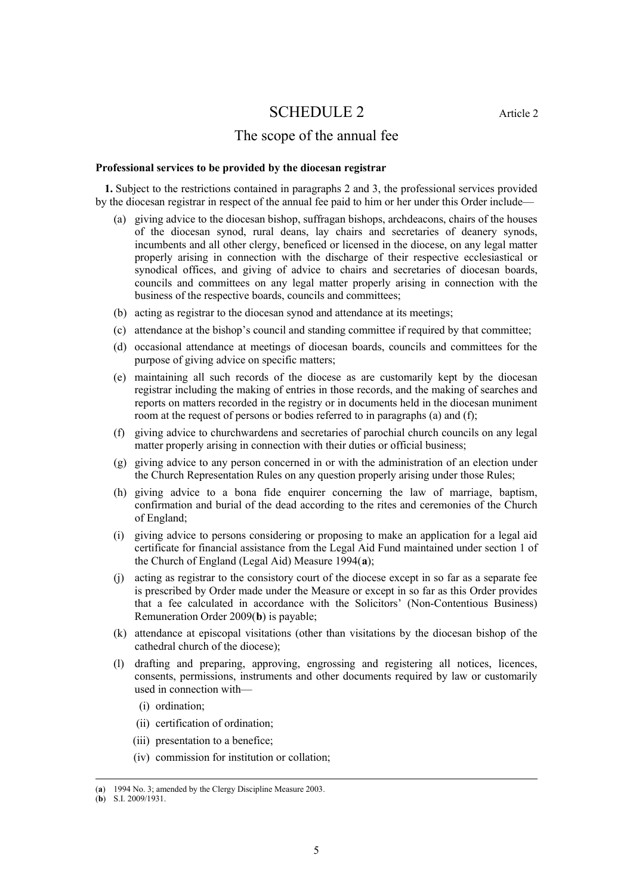# SCHEDULE 2

Article 2

## The scope of the annual fee

**Professional services to be provided by the diocesan registrar**

**1.** Subject to the restrictions contained in paragraphs 2 and 3, the professional services provided by the diocesan registrar in respect of the annual fee paid to him or her under this Order include—

(a) giving advice to the diocesan bishop, suffragan bishops, archdeacons, chairs of the houses of the diocesan synod, rural deans, lay chairs and secretaries of deanery synods, incumbents and all other clergy, beneficed or licensed in the diocese, on any legal matter properly arising in connection with the discharge of their respective ecclesiastical or synodical offices, and giving of advice to chairs and secretaries of diocesan boards, councils and committees on any legal matter properly arising in connection with the business of the respective boards, councils and committees;

(b) acting as registrar to the diocesan synod and attendance at its meetings;

(c) attendance at the bishop's council and standing committee if required by that committee;

(d) occasional attendance at meetings of diocesan boards, councils and committees for the purpose of giving advice on specific matters;

(e) maintaining all such records of the diocese as are customarily kept by the diocesan registrar including the making of entries in those records, and the making of searches and reports on matters recorded in the registry or in documents held in the diocesan muniment room at the request of persons or bodies referred to in paragraphs (a) and (f);

(f) giving advice to churchwardens and secretaries of parochial church councils on any legal matter properly arising in connection with their duties or official business;

(g) giving advice to any person concerned in or with the administration of an election under the Church Representation Rules on any question properly arising under those Rules;

(h) giving advice to a bona fide enquirer concerning the law of marriage, baptism, confirmation and burial of the dead according to the rites and ceremonies of the Church of England;

(i) giving advice to persons considering or proposing to make an application for a legal aid certificate for financial assistance from the Legal Aid Fund maintained under section 1 of the Church of England (Legal Aid) Measure 1994(**a**);

(j) acting as registrar to the consistory court of the diocese except in so far as a separate fee is prescribed by Order made under the Measure or except in so far as this Order provides that a fee calculated in accordance with the Solicitors' (Non-Contentious Business) Remuneration Order 2009(**b**) is payable;

(k) attendance at episcopal visitations (other than visitations by the diocesan bishop of the cathedral church of the diocese);

(l) drafting and preparing, approving, engrossing and registering all notices, licences, consents, permissions, instruments and other documents required by law or customarily used in connection with—

(i) ordination;

(ii) certification of ordination;

(iii) presentation to a benefice;

(iv) commission for institution or collation;

---

(**a**) 1994 No. 3; amended by the Clergy Discipline Measure 2003.

(**b**) S.I. 2009/1931.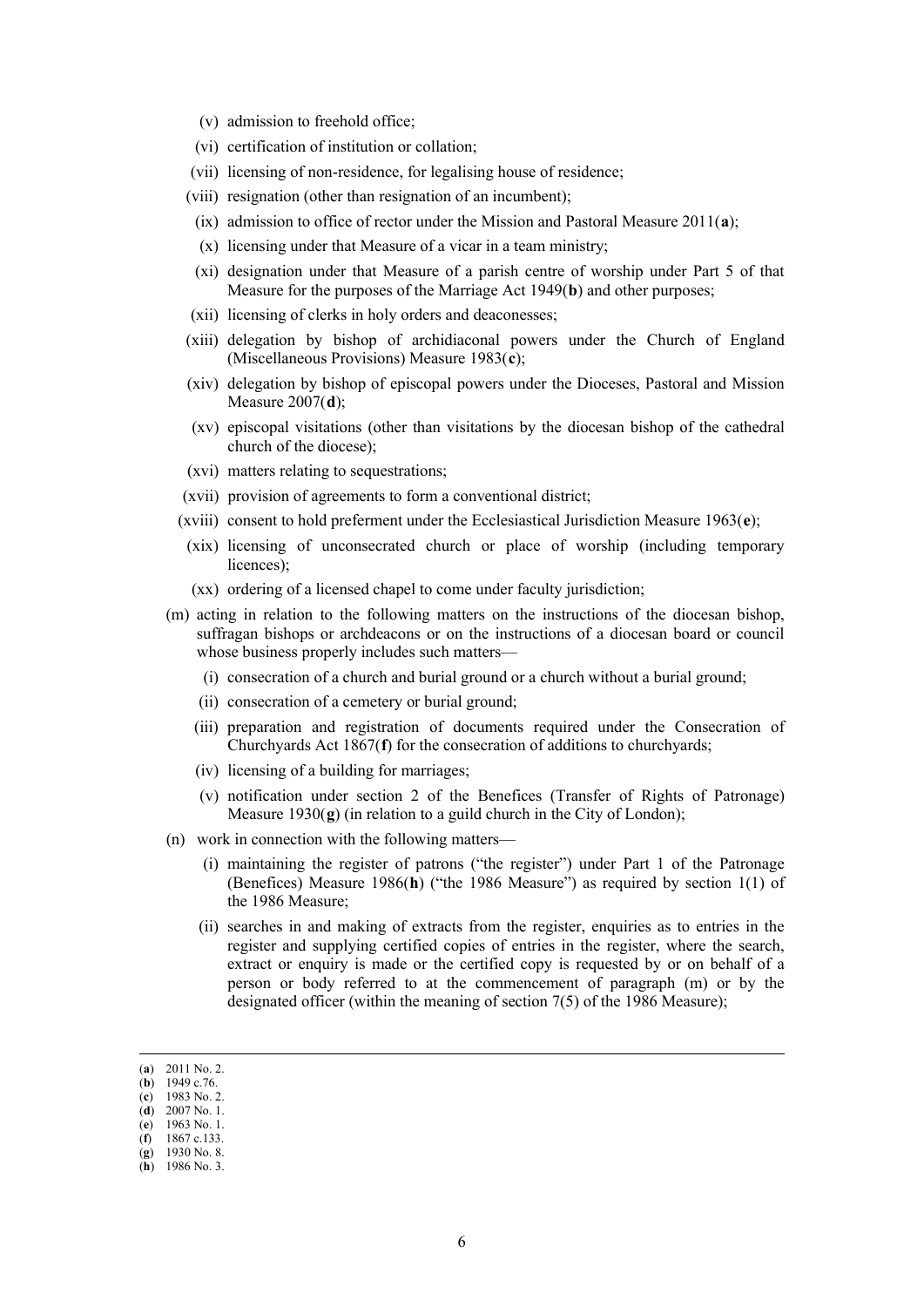- (v) admission to freehold office;
- (vi) certification of institution or collation;
- (vii) licensing of non-residence, for legalising house of residence;
- (viii) resignation (other than resignation of an incumbent);
- (ix) admission to office of rector under the Mission and Pastoral Measure 2011(**a**);
- (x) licensing under that Measure of a vicar in a team ministry;
- (xi) designation under that Measure of a parish centre of worship under Part 5 of that Measure for the purposes of the Marriage Act 1949(**b**) and other purposes;
- (xii) licensing of clerks in holy orders and deaconesses;
- (xiii) delegation by bishop of archidiaconal powers under the Church of England (Miscellaneous Provisions) Measure 1983(**c**);
- (xiv) delegation by bishop of episcopal powers under the Dioceses, Pastoral and Mission Measure 2007(**d**);
- (xv) episcopal visitations (other than visitations by the diocesan bishop of the cathedral church of the diocese);
- (xvi) matters relating to sequestrations;
- (xvii) provision of agreements to form a conventional district;
- (xviii) consent to hold preferment under the Ecclesiastical Jurisdiction Measure 1963(**e**);
- (xix) licensing of unconsecrated church or place of worship (including temporary licences);
- (xx) ordering of a licensed chapel to come under faculty jurisdiction;

(m) acting in relation to the following matters on the instructions of the diocesan bishop, suffragan bishops or archdeacons or on the instructions of a diocesan board or council whose business properly includes such matters—

- (i) consecration of a church and burial ground or a church without a burial ground;
- (ii) consecration of a cemetery or burial ground;
- (iii) preparation and registration of documents required under the Consecration of Churchyards Act 1867(**f**) for the consecration of additions to churchyards;
- (iv) licensing of a building for marriages;
- (v) notification under section 2 of the Benefices (Transfer of Rights of Patronage) Measure 1930(**g**) (in relation to a guild church in the City of London);

(n) work in connection with the following matters—

- (i) maintaining the register of patrons ("the register") under Part 1 of the Patronage (Benefices) Measure 1986(**h**) ("the 1986 Measure") as required by section 1(1) of the 1986 Measure;
- (ii) searches in and making of extracts from the register, enquiries as to entries in the register and supplying certified copies of entries in the register, where the search, extract or enquiry is made or the certified copy is requested by or on behalf of a person or body referred to at the commencement of paragraph (m) or by the designated officer (within the meaning of section 7(5) of the 1986 Measure);

---

(**a**) 2011 No. 2.
(**b**) 1949 c.76.
(**c**) 1983 No. 2.
(**d**) 2007 No. 1.
(**e**) 1963 No. 1.
(**f**) 1867 c.133.
(**g**) 1930 No. 8.
(**h**) 1986 No. 3.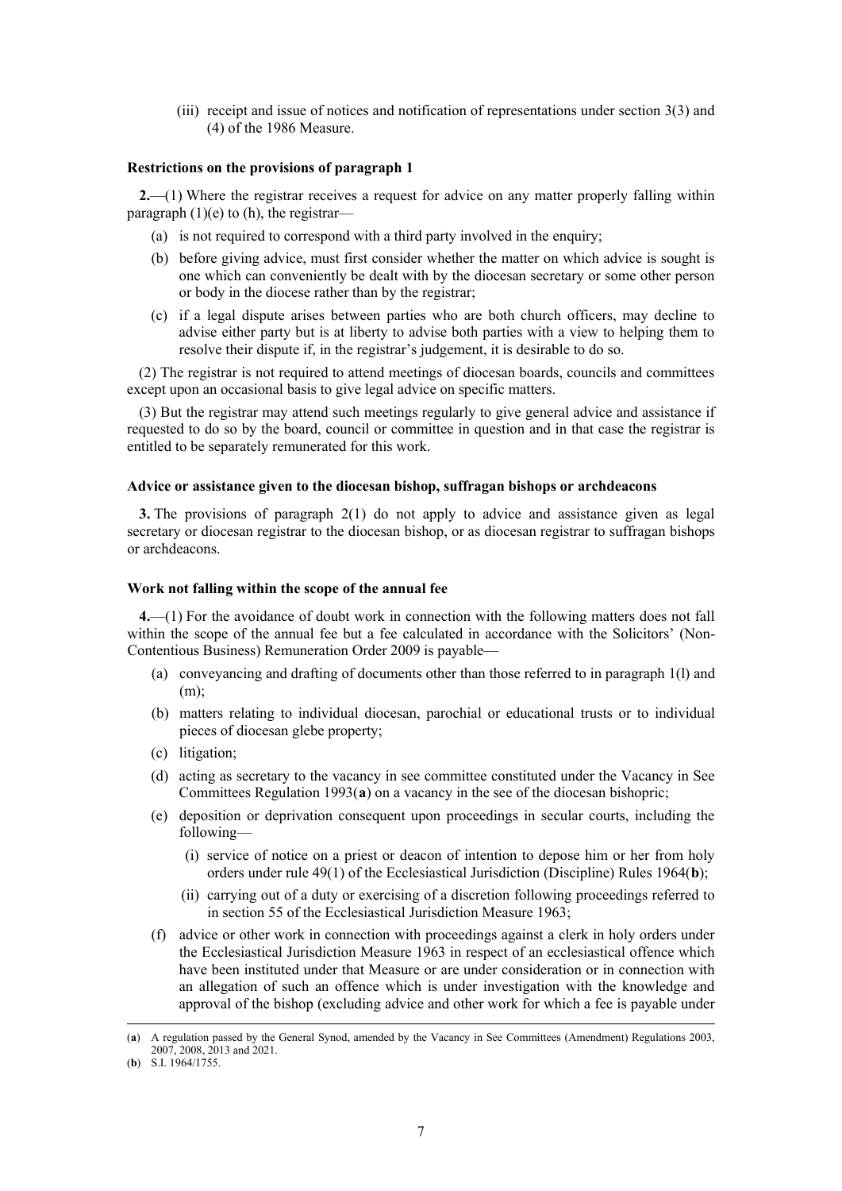(iii) receipt and issue of notices and notification of representations under section 3(3) and (4) of the 1986 Measure.

### Restrictions on the provisions of paragraph 1

**2.**—(1) Where the registrar receives a request for advice on any matter properly falling within paragraph (1)(e) to (h), the registrar—

- (a) is not required to correspond with a third party involved in the enquiry;
- (b) before giving advice, must first consider whether the matter on which advice is sought is one which can conveniently be dealt with by the diocesan secretary or some other person or body in the diocese rather than by the registrar;
- (c) if a legal dispute arises between parties who are both church officers, may decline to advise either party but is at liberty to advise both parties with a view to helping them to resolve their dispute if, in the registrar's judgement, it is desirable to do so.

(2) The registrar is not required to attend meetings of diocesan boards, councils and committees except upon an occasional basis to give legal advice on specific matters.

(3) But the registrar may attend such meetings regularly to give general advice and assistance if requested to do so by the board, council or committee in question and in that case the registrar is entitled to be separately remunerated for this work.

### Advice or assistance given to the diocesan bishop, suffragan bishops or archdeacons

**3.** The provisions of paragraph 2(1) do not apply to advice and assistance given as legal secretary or diocesan registrar to the diocesan bishop, or as diocesan registrar to suffragan bishops or archdeacons.

### Work not falling within the scope of the annual fee

**4.**—(1) For the avoidance of doubt work in connection with the following matters does not fall within the scope of the annual fee but a fee calculated in accordance with the Solicitors' (Non-Contentious Business) Remuneration Order 2009 is payable—

- (a) conveyancing and drafting of documents other than those referred to in paragraph 1(l) and (m);
- (b) matters relating to individual diocesan, parochial or educational trusts or to individual pieces of diocesan glebe property;
- (c) litigation;
- (d) acting as secretary to the vacancy in see committee constituted under the Vacancy in See Committees Regulation 1993(**a**) on a vacancy in the see of the diocesan bishopric;
- (e) deposition or deprivation consequent upon proceedings in secular courts, including the following—
  - (i) service of notice on a priest or deacon of intention to depose him or her from holy orders under rule 49(1) of the Ecclesiastical Jurisdiction (Discipline) Rules 1964(**b**);
  - (ii) carrying out of a duty or exercising of a discretion following proceedings referred to in section 55 of the Ecclesiastical Jurisdiction Measure 1963;
- (f) advice or other work in connection with proceedings against a clerk in holy orders under the Ecclesiastical Jurisdiction Measure 1963 in respect of an ecclesiastical offence which have been instituted under that Measure or are under consideration or in connection with an allegation of such an offence which is under investigation with the knowledge and approval of the bishop (excluding advice and other work for which a fee is payable under

---

(**a**) A regulation passed by the General Synod, amended by the Vacancy in See Committees (Amendment) Regulations 2003, 2007, 2008, 2013 and 2021.

(**b**) S.I. 1964/1755.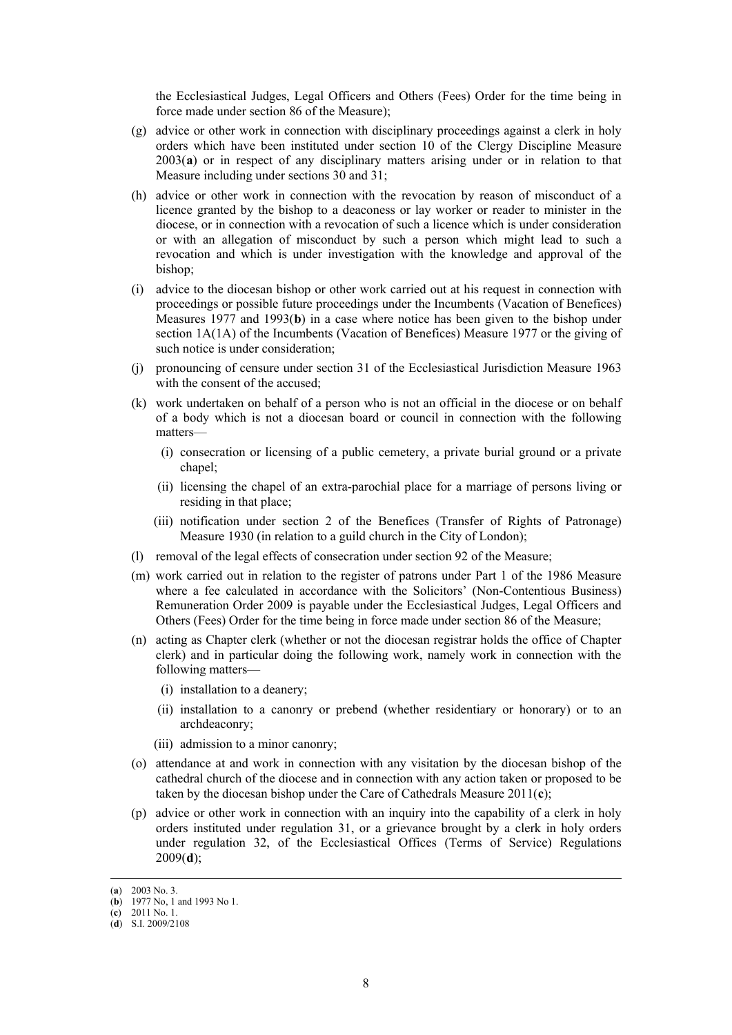the Ecclesiastical Judges, Legal Officers and Others (Fees) Order for the time being in force made under section 86 of the Measure);

(g) advice or other work in connection with disciplinary proceedings against a clerk in holy orders which have been instituted under section 10 of the Clergy Discipline Measure 2003(**a**) or in respect of any disciplinary matters arising under or in relation to that Measure including under sections 30 and 31;

(h) advice or other work in connection with the revocation by reason of misconduct of a licence granted by the bishop to a deaconess or lay worker or reader to minister in the diocese, or in connection with a revocation of such a licence which is under consideration or with an allegation of misconduct by such a person which might lead to such a revocation and which is under investigation with the knowledge and approval of the bishop;

(i) advice to the diocesan bishop or other work carried out at his request in connection with proceedings or possible future proceedings under the Incumbents (Vacation of Benefices) Measures 1977 and 1993(**b**) in a case where notice has been given to the bishop under section 1A(1A) of the Incumbents (Vacation of Benefices) Measure 1977 or the giving of such notice is under consideration;

(j) pronouncing of censure under section 31 of the Ecclesiastical Jurisdiction Measure 1963 with the consent of the accused;

(k) work undertaken on behalf of a person who is not an official in the diocese or on behalf of a body which is not a diocesan board or council in connection with the following matters—

  (i) consecration or licensing of a public cemetery, a private burial ground or a private chapel;

  (ii) licensing the chapel of an extra-parochial place for a marriage of persons living or residing in that place;

  (iii) notification under section 2 of the Benefices (Transfer of Rights of Patronage) Measure 1930 (in relation to a guild church in the City of London);

(l) removal of the legal effects of consecration under section 92 of the Measure;

(m) work carried out in relation to the register of patrons under Part 1 of the 1986 Measure where a fee calculated in accordance with the Solicitors' (Non-Contentious Business) Remuneration Order 2009 is payable under the Ecclesiastical Judges, Legal Officers and Others (Fees) Order for the time being in force made under section 86 of the Measure;

(n) acting as Chapter clerk (whether or not the diocesan registrar holds the office of Chapter clerk) and in particular doing the following work, namely work in connection with the following matters—

  (i) installation to a deanery;

  (ii) installation to a canonry or prebend (whether residentiary or honorary) or to an archdeaconry;

  (iii) admission to a minor canonry;

(o) attendance at and work in connection with any visitation by the diocesan bishop of the cathedral church of the diocese and in connection with any action taken or proposed to be taken by the diocesan bishop under the Care of Cathedrals Measure 2011(**c**);

(p) advice or other work in connection with an inquiry into the capability of a clerk in holy orders instituted under regulation 31, or a grievance brought by a clerk in holy orders under regulation 32, of the Ecclesiastical Offices (Terms of Service) Regulations 2009(**d**);

---

(**a**) 2003 No. 3.
(**b**) 1977 No, 1 and 1993 No 1.
(**c**) 2011 No. 1.
(**d**) S.I. 2009/2108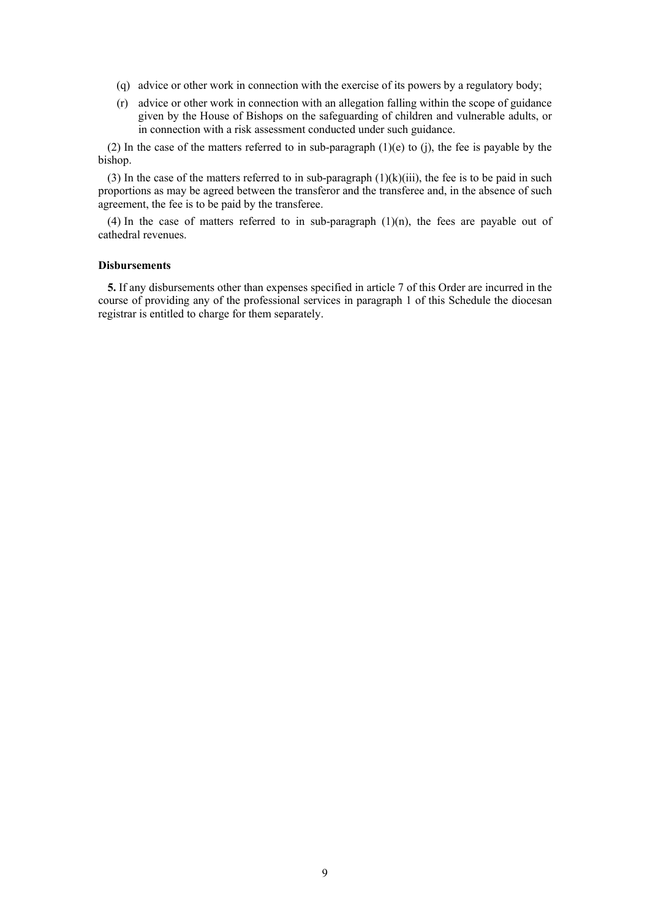(q) advice or other work in connection with the exercise of its powers by a regulatory body;

(r) advice or other work in connection with an allegation falling within the scope of guidance given by the House of Bishops on the safeguarding of children and vulnerable adults, or in connection with a risk assessment conducted under such guidance.

(2) In the case of the matters referred to in sub-paragraph (1)(e) to (j), the fee is payable by the bishop.

(3) In the case of the matters referred to in sub-paragraph (1)(k)(iii), the fee is to be paid in such proportions as may be agreed between the transferor and the transferee and, in the absence of such agreement, the fee is to be paid by the transferee.

(4) In the case of matters referred to in sub-paragraph (1)(n), the fees are payable out of cathedral revenues.

**Disbursements**

**5.** If any disbursements other than expenses specified in article 7 of this Order are incurred in the course of providing any of the professional services in paragraph 1 of this Schedule the diocesan registrar is entitled to charge for them separately.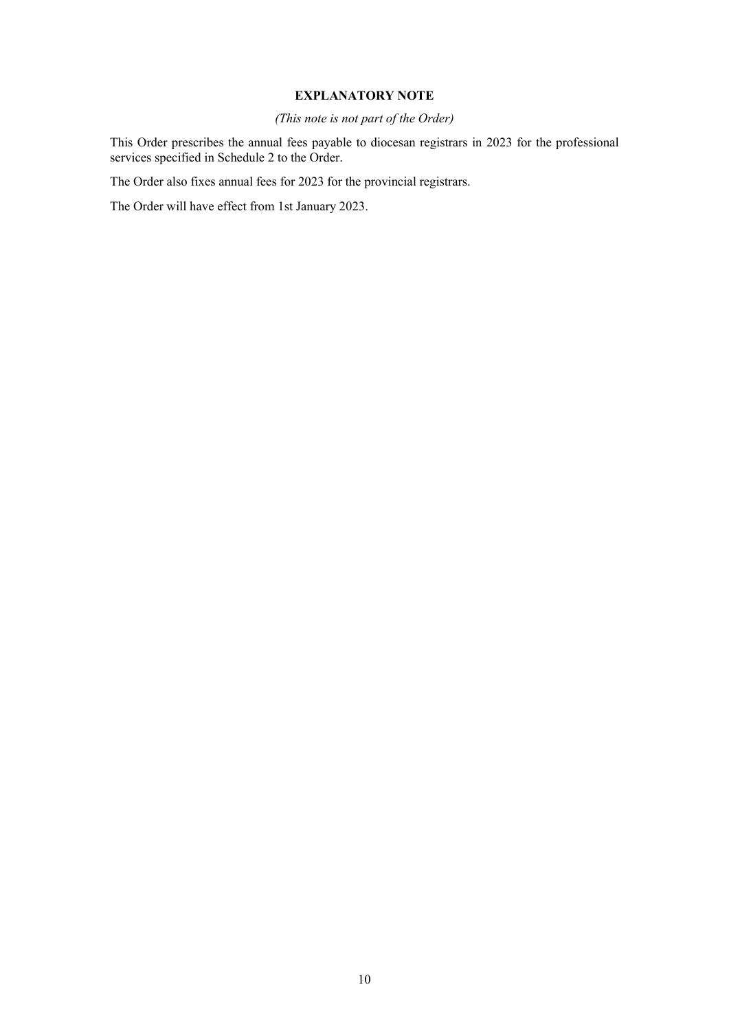**EXPLANATORY NOTE**

*(This note is not part of the Order)*

This Order prescribes the annual fees payable to diocesan registrars in 2023 for the professional services specified in Schedule 2 to the Order.

The Order also fixes annual fees for 2023 for the provincial registrars.

The Order will have effect from 1st January 2023.